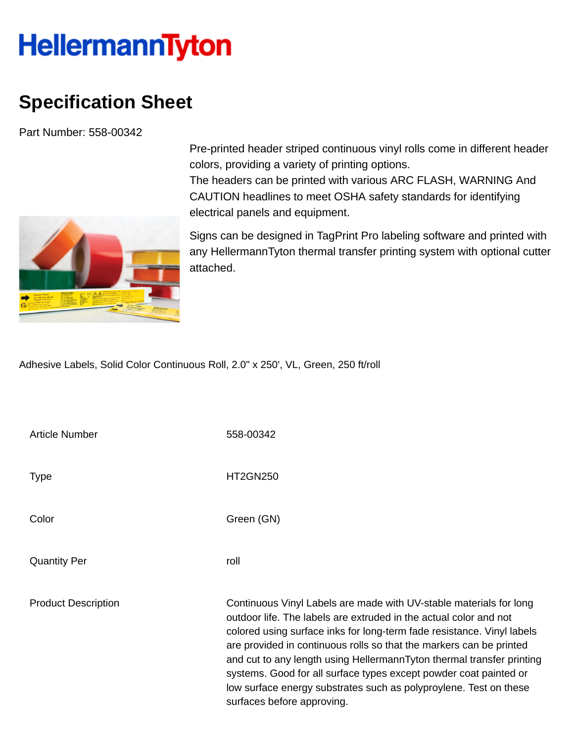HellermannTyton

# Specification Sheet

Part Number: 558-00342

Pre-printed header striped continuous vinyl rolls come in different header colors, providing a variety of printing options.
The headers can be printed with various ARC FLASH, WARNING And CAUTION headlines to meet OSHA safety standards for identifying electrical panels and equipment.

Signs can be designed in TagPrint Pro labeling software and printed with any HellermannTyton thermal transfer printing system with optional cutter attached.

Adhesive Labels, Solid Color Continuous Roll, 2.0" x 250', VL, Green, 250 ft/roll

| | |
|---|---|
| Article Number | 558-00342 |
| Type | HT2GN250 |
| Color | Green (GN) |
| Quantity Per | roll |
| Product Description | Continuous Vinyl Labels are made with UV-stable materials for long outdoor life. The labels are extruded in the actual color and not colored using surface inks for long-term fade resistance. Vinyl labels are provided in continuous rolls so that the markers can be printed and cut to any length using HellermannTyton thermal transfer printing systems. Good for all surface types except powder coat painted or low surface energy substrates such as polyproylene. Test on these surfaces before approving. |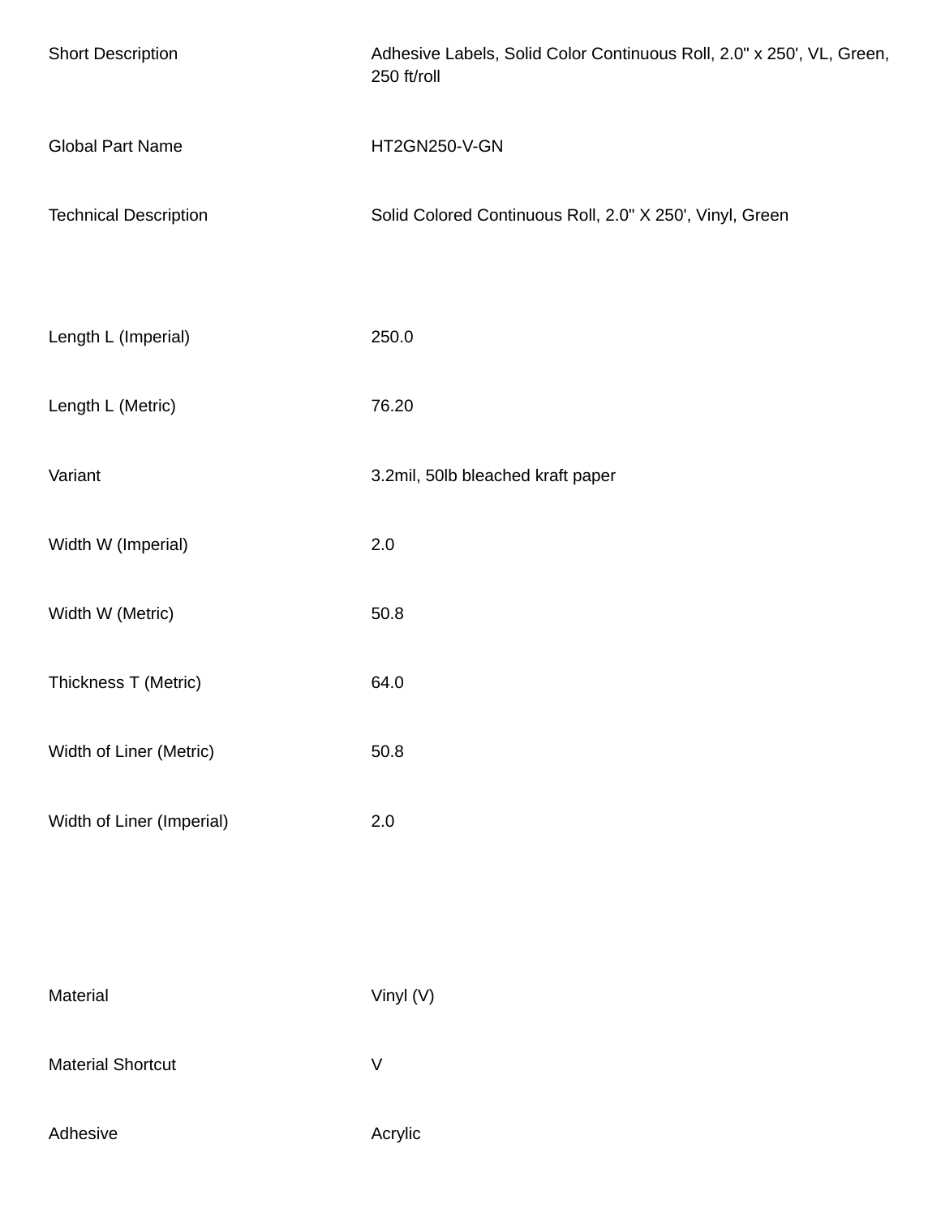| | |
|---|---|
| Short Description | Adhesive Labels, Solid Color Continuous Roll, 2.0" x 250', VL, Green, 250 ft/roll |
| Global Part Name | HT2GN250-V-GN |
| Technical Description | Solid Colored Continuous Roll, 2.0" X 250', Vinyl, Green |

| | |
|---|---|
| Length L (Imperial) | 250.0 |
| Length L (Metric) | 76.20 |
| Variant | 3.2mil, 50lb bleached kraft paper |
| Width W (Imperial) | 2.0 |
| Width W (Metric) | 50.8 |
| Thickness T (Metric) | 64.0 |
| Width of Liner (Metric) | 50.8 |
| Width of Liner (Imperial) | 2.0 |

| | |
|---|---|
| Material | Vinyl (V) |
| Material Shortcut | V |
| Adhesive | Acrylic |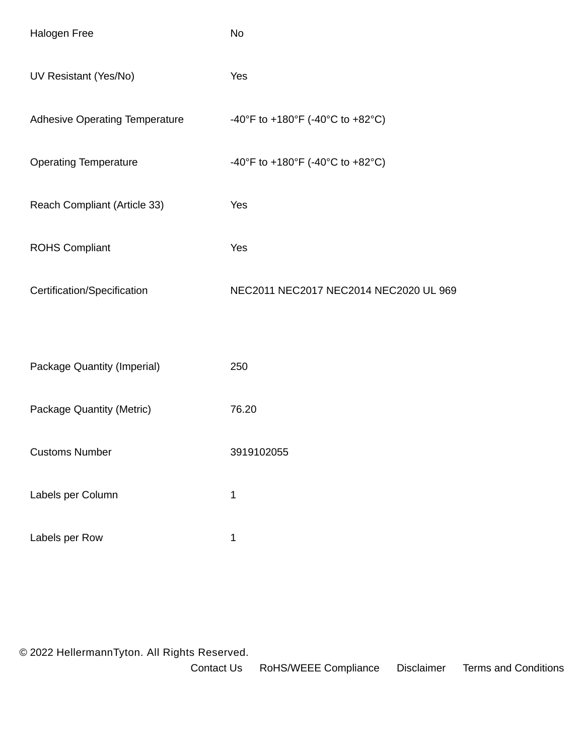| | |
|---|---|
| Halogen Free | No |
| UV Resistant (Yes/No) | Yes |
| Adhesive Operating Temperature | -40°F to +180°F (-40°C to +82°C) |
| Operating Temperature | -40°F to +180°F (-40°C to +82°C) |
| Reach Compliant (Article 33) | Yes |
| ROHS Compliant | Yes |
| Certification/Specification | NEC2011 NEC2017 NEC2014 NEC2020 UL 969 |

| | |
|---|---|
| Package Quantity (Imperial) | 250 |
| Package Quantity (Metric) | 76.20 |
| Customs Number | 3919102055 |
| Labels per Column | 1 |
| Labels per Row | 1 |

© 2022 HellermannTyton. All Rights Reserved.

Contact Us RoHS/WEEE Compliance Disclaimer Terms and Conditions